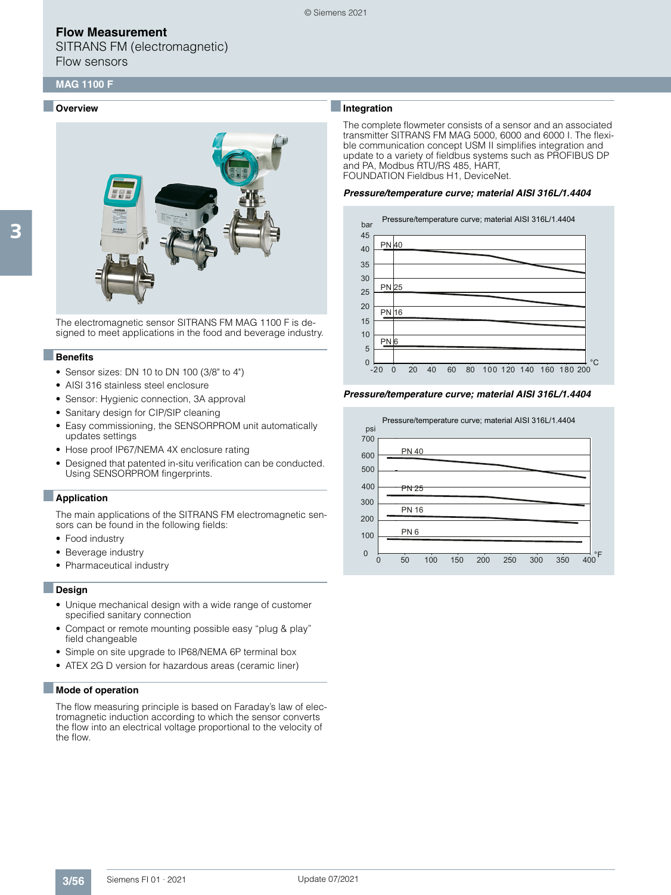# Flow Measurement

SITRANS FM (electromagnetic)

Flow sensors

## MAG 1100 F

### Overview

The electromagnetic sensor SITRANS FM MAG 1100 F is designed to meet applications in the food and beverage industry.

### Benefits

- Sensor sizes: DN 10 to DN 100 (3/8" to 4")
- AISI 316 stainless steel enclosure
- Sensor: Hygienic connection, 3A approval
- Sanitary design for CIP/SIP cleaning
- Easy commissioning, the SENSORPROM unit automatically updates settings
- Hose proof IP67/NEMA 4X enclosure rating
- Designed that patented in-situ verification can be conducted. Using SENSORPROM fingerprints.

### Application

The main applications of the SITRANS FM electromagnetic sensors can be found in the following fields:

- Food industry
- Beverage industry
- Pharmaceutical industry

### Design

- Unique mechanical design with a wide range of customer specified sanitary connection
- Compact or remote mounting possible easy "plug & play" field changeable
- Simple on site upgrade to IP68/NEMA 6P terminal box
- ATEX 2G D version for hazardous areas (ceramic liner)

### Mode of operation

The flow measuring principle is based on Faraday's law of electromagnetic induction according to which the sensor converts the flow into an electrical voltage proportional to the velocity of the flow.

### Integration

The complete flowmeter consists of a sensor and an associated transmitter SITRANS FM MAG 5000, 6000 and 6000 I. The flexible communication concept USM II simplifies integration and update to a variety of fieldbus systems such as PROFIBUS DP and PA, Modbus RTU/RS 485, HART, FOUNDATION Fieldbus H1, DeviceNet.

***Pressure/temperature curve; material AISI 316L/1.4404***

***Pressure/temperature curve; material AISI 316L/1.4404***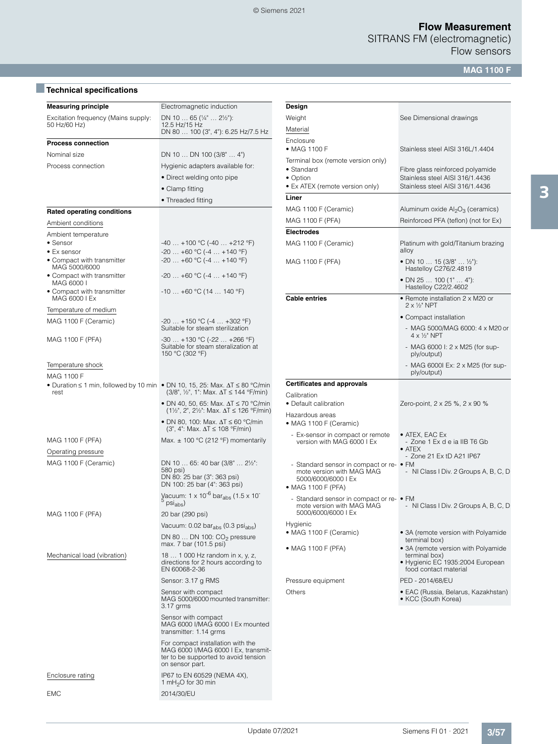## Technical specifications

| | |
|---|---|
| **Measuring principle** | Electromagnetic induction |
| Excitation frequency (Mains supply: 50 Hz/60 Hz) | DN 10 … 65 (¼" … 2½"): 12.5 Hz/15 Hz<br>DN 80 … 100 (3", 4"): 6.25 Hz/7.5 Hz |
| **Process connection** | |
| Nominal size | DN 10 … DN 100 (3/8" … 4") |
| Process connection | Hygienic adapters available for:<br>• Direct welding onto pipe<br>• Clamp fitting<br>• Threaded fitting |
| **Rated operating conditions** | |
| Ambient conditions | |
| Ambient temperature | |
| • Sensor | -40 … +100 °C (-40 … +212 °F) |
| • Ex sensor | -20 … +60 °C (-4 … +140 °F) |
| • Compact with transmitter MAG 5000/6000 | -20 … +60 °C (-4 … +140 °F) |
| • Compact with transmitter MAG 6000 I | -20 … +60 °C (-4 … +140 °F) |
| • Compact with transmitter MAG 6000 I Ex | -10 … +60 °C (14 … 140 °F) |
| Temperature of medium | |
| MAG 1100 F (Ceramic) | -20 … +150 °C (-4 … +302 °F)<br>Suitable for steam sterilization |
| MAG 1100 F (PFA) | -30 … +130 °C (-22 … +266 °F)<br>Suitable for steam steralization at 150 °C (302 °F) |
| Temperature shock | |
| MAG 1100 F | |
| • Duration ≤ 1 min, followed by 10 min rest | • DN 10, 15, 25: Max. ΔT ≤ 80 °C/min (3/8", ½", 1": Max. ΔT ≤ 144 °F/min)<br>• DN 40, 50, 65: Max. ΔT ≤ 70 °C/min (1½", 2", 2½": Max. ΔT ≤ 126 °F/min)<br>• DN 80, 100: Max. ΔT ≤ 60 °C/min (3", 4": Max. ΔT ≤ 108 °F/min) |
| MAG 1100 F (PFA) | Max. ± 100 °C (212 °F) momentarily |
| Operating pressure | |
| MAG 1100 F (Ceramic) | DN 10 … 65: 40 bar (3/8" … 2½": 580 psi)<br>DN 80: 25 bar (3": 363 psi)<br>DN 100: 25 bar (4": 363 psi)<br>Vacuum: $1 \times 10^{-6}$ $bar_{abs}$ ($1.5 \times 10^{-5}$ $psi_{abs}$) |
| MAG 1100 F (PFA) | 20 bar (290 psi)<br>Vacuum: 0.02 $bar_{abs}$ (0.3 $psi_{abs}$)<br>DN 80 … DN 100: $CO_2$ pressure max. 7 bar (101.5 psi) |
| Mechanical load (vibration) | 18 … 1 000 Hz random in x, y, z, directions for 2 hours according to EN 60068-2-36<br>Sensor: 3.17 g RMS<br>Sensor with compact MAG 5000/6000 mounted transmitter: 3.17 grms<br>Sensor with compact MAG 6000 I/MAG 6000 I Ex mounted transmitter: 1.14 grms<br>For compact installation with the MAG 6000 I/MAG 6000 I Ex, transmitter to be supported to avoid tension on sensor part. |
| Enclosure rating | IP67 to EN 60529 (NEMA 4X), 1 $mH_2O$ for 30 min |
| EMC | 2014/30/EU |

| | |
|---|---|
| **Design** | |
| Weight | See Dimensional drawings |
| Material | |
| Enclosure | |
| • MAG 1100 F | Stainless steel AISI 316L/1.4404 |
| Terminal box (remote version only) | |
| • Standard | Fibre glass reinforced polyamide |
| • Option | Stainless steel AISI 316/1.4436 |
| • Ex ATEX (remote version only) | Stainless steel AISI 316/1.4436 |
| **Liner** | |
| MAG 1100 F (Ceramic) | Aluminum oxide $Al_2O_3$ (ceramics) |
| MAG 1100 F (PFA) | Reinforced PFA (teflon) (not for Ex) |
| **Electrodes** | |
| MAG 1100 F (Ceramic) | Platinum with gold/Titanium brazing alloy |
| MAG 1100 F (PFA) | • DN 10 … 15 (3/8" … ½"): Hastelloy C276/2.4819<br>• DN 25 … 100 (1" … 4"): Hastelloy C22/2.4602 |
| **Cable entries** | • Remote installation 2 x M20 or 2 x ½" NPT<br>• Compact installation<br>- MAG 5000/MAG 6000: 4 x M20 or 4 x ½" NPT<br>- MAG 6000 I: 2 x M25 (for supply/output)<br>- MAG 6000I Ex: 2 x M25 (for supply/output) |
| **Certificates and approvals** | |
| Calibration | |
| • Default calibration | Zero-point, 2 x 25 %, 2 x 90 % |
| Hazardous areas | |
| • MAG 1100 F (Ceramic) | |
| - Ex-sensor in compact or remote version with MAG 6000 I Ex | • ATEX, EAC Ex<br>- Zone 1 Ex d e ia IIB T6 Gb<br>• ATEX<br>- Zone 21 Ex tD A21 IP67 |
| - Standard sensor in compact or remote version with MAG MAG 5000/6000/6000 I Ex | • FM<br>- NI Class I Div. 2 Groups A, B, C, D |
| • MAG 1100 F (PFA) | |
| - Standard sensor in compact or remote version with MAG MAG 5000/6000/6000 I Ex | • FM<br>- NI Class I Div. 2 Groups A, B, C, D |
| Hygienic | |
| • MAG 1100 F (Ceramic) | • 3A (remote version with Polyamide terminal box) |
| • MAG 1100 F (PFA) | • 3A (remote version with Polyamide terminal box)<br>• Hygienic EC 1935:2004 European food contact material |
| Pressure equipment | PED - 2014/68/EU |
| Others | • EAC (Russia, Belarus, Kazakhstan)<br>• KCC (South Korea) |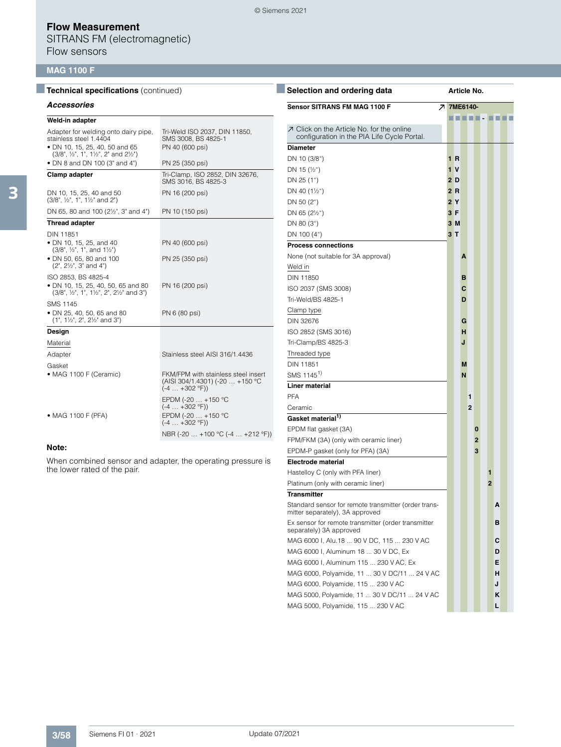# Flow Measurement

SITRANS FM (electromagnetic)

Flow sensors

## MAG 1100 F

### Technical specifications (continued)

#### *Accessories*

| | |
|---|---|
| **Weld-in adapter** | |
| Adapter for welding onto dairy pipe, stainless steel 1.4404 | Tri-Weld ISO 2037, DIN 11850, SMS 3008, BS 4825-1 |
| • DN 10, 15, 25, 40, 50 and 65 (3/8", ½", 1", 1½", 2" and 2½") | PN 40 (600 psi) |
| • DN 8 and DN 100 (3" and 4") | PN 25 (350 psi) |
| **Clamp adapter** | Tri-Clamp, ISO 2852, DIN 32676, SMS 3016, BS 4825-3 |
| DN 10, 15, 25, 40 and 50 (3/8", ½", 1", 1½" and 2") | PN 16 (200 psi) |
| DN 65, 80 and 100 (2½", 3" and 4") | PN 10 (150 psi) |
| **Thread adapter** | |
| DIN 11851 | |
| • DN 10, 15, 25, and 40 (3/8", ½", 1", and 1½") | PN 40 (600 psi) |
| • DN 50, 65, 80 and 100 (2", 2½", 3" and 4") | PN 25 (350 psi) |
| ISO 2853, BS 4825-4 | |
| • DN 10, 15, 25, 40, 50, 65 and 80 (3/8", ½", 1", 1½", 2", 2½" and 3") | PN 16 (200 psi) |
| SMS 1145 | |
| • DN 25, 40, 50, 65 and 80 (1", 1½", 2", 2½" and 3") | PN 6 (80 psi) |
| **Design** | |
| Material | |
| Adapter | Stainless steel AISI 316/1.4436 |
| Gasket | |
| • MAG 1100 F (Ceramic) | FKM/FPM with stainless steel insert (AISI 304/1.4301) (-20 … +150 °C (-4 … +302 °F)) |
| | EPDM (-20 … +150 °C (-4 … +302 °F)) |
| • MAG 1100 F (PFA) | EPDM (-20 … +150 °C (-4 … +302 °F)) |
| | NBR (-20 … +100 °C (-4 … +212 °F)) |

**Note:**

When combined sensor and adapter, the operating pressure is the lower rated of the pair.

### Selection and ordering data

| | Article No. |
|---|---|
| **Sensor SITRANS FM MAG 1100 F** ↗ | **7ME6140-** ■■■■■ - ■■■■ |
| ↗ Click on the Article No. for the online configuration in the PIA Life Cycle Portal. | |
| **Diameter** | |
| DN 10 (3/8") | 1 R |
| DN 15 (½") | 1 V |
| DN 25 (1") | 2 D |
| DN 40 (1½") | 2 R |
| DN 50 (2") | 2 Y |
| DN 65 (2½") | 3 F |
| DN 80 (3") | 3 M |
| DN 100 (4") | 3 T |
| **Process connections** | |
| None (not suitable for 3A approval) | A |
| Weld in | |
| DIN 11850 | B |
| ISO 2037 (SMS 3008) | C |
| Tri-Weld/BS 4825-1 | D |
| Clamp type | |
| DIN 32676 | G |
| ISO 2852 (SMS 3016) | H |
| Tri-Clamp/BS 4825-3 | J |
| Threaded type | |
| DIN 11851 | M |
| SMS 1145[1] | N |
| **Liner material** | |
| PFA | 1 |
| Ceramic | 2 |
| **Gasket material[1]** | |
| EPDM flat gasket (3A) | 0 |
| FPM/FKM (3A) (only with ceramic liner) | 2 |
| EPDM-P gasket (only for PFA) (3A) | 3 |
| **Electrode material** | |
| Hastelloy C (only with PFA liner) | 1 |
| Platinum (only with ceramic liner) | 2 |
| **Transmitter** | |
| Standard sensor for remote transmitter (order transmitter separately), 3A approved | A |
| Ex sensor for remote transmitter (order transmitter separately) 3A approved | B |
| MAG 6000 I, Alu.18 ... 90 V DC, 115 ... 230 V AC | C |
| MAG 6000 I, Aluminum 18 ... 30 V DC, Ex | D |
| MAG 6000 I, Aluminum 115 ... 230 V AC, Ex | E |
| MAG 6000, Polyamide, 11 ... 30 V DC/11 ... 24 V AC | H |
| MAG 6000, Polyamide, 115 ... 230 V AC | J |
| MAG 5000, Polyamide, 11 ... 30 V DC/11 ... 24 V AC | K |
| MAG 5000, Polyamide, 115 ... 230 V AC | L |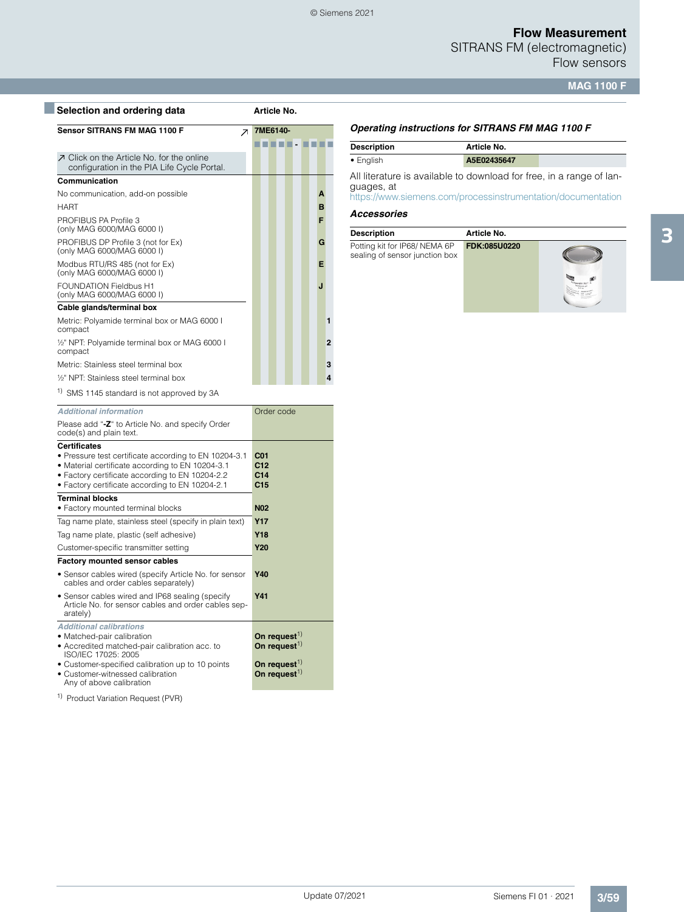## Selection and ordering data

| Sensor SITRANS FM MAG 1100 F | Article No. |
|---|---|
| | **7ME6140-** ■■■■■ - ■■■■ |
| ↗ Click on the Article No. for the online configuration in the PIA Life Cycle Portal. | |
| **Communication** | |
| No communication, add-on possible | **A** |
| HART | **B** |
| PROFIBUS PA Profile 3 (only MAG 6000/MAG 6000 I) | **F** |
| PROFIBUS DP Profile 3 (not for Ex) (only MAG 6000/MAG 6000 I) | **G** |
| Modbus RTU/RS 485 (not for Ex) (only MAG 6000/MAG 6000 I) | **E** |
| FOUNDATION Fieldbus H1 (only MAG 6000/MAG 6000 I) | **J** |
| **Cable glands/terminal box** | |
| Metric: Polyamide terminal box or MAG 6000 I compact | **1** |
| ½" NPT: Polyamide terminal box or MAG 6000 I compact | **2** |
| Metric: Stainless steel terminal box | **3** |
| ½" NPT: Stainless steel terminal box | **4** |

[1] SMS 1145 standard is not approved by 3A

| *Additional information* | Order code |
|---|---|
| Please add "**-Z**" to Article No. and specify Order code(s) and plain text. | |
| **Certificates** | |
| • Pressure test certificate according to EN 10204-3.1 | **C01** |
| • Material certificate according to EN 10204-3.1 | **C12** |
| • Factory certificate according to EN 10204-2.2 | **C14** |
| • Factory certificate according to EN 10204-2.1 | **C15** |
| **Terminal blocks** | |
| • Factory mounted terminal blocks | **N02** |
| Tag name plate, stainless steel (specify in plain text) | **Y17** |
| Tag name plate, plastic (self adhesive) | **Y18** |
| Customer-specific transmitter setting | **Y20** |
| **Factory mounted sensor cables** | |
| • Sensor cables wired (specify Article No. for sensor cables and order cables separately) | **Y40** |
| • Sensor cables wired and IP68 sealing (specify Article No. for sensor cables and order cables separately) | **Y41** |
| *Additional calibrations* | |
| • Matched-pair calibration | **On request**[1] |
| • Accredited matched-pair calibration acc. to ISO/IEC 17025: 2005 | **On request**[1] |
| • Customer-specified calibration up to 10 points | **On request**[1] |
| • Customer-witnessed calibration Any of above calibration | **On request**[1] |

[1] Product Variation Request (PVR)

### *Operating instructions for SITRANS FM MAG 1100 F*

| Description | Article No. |
|---|---|
| • English | **A5E02435647** |

All literature is available to download for free, in a range of languages, at
https://www.siemens.com/processinstrumentation/documentation

### *Accessories*

| Description | Article No. |
|---|---|
| Potting kit for IP68/ NEMA 6P sealing of sensor junction box | **FDK:085U0220** |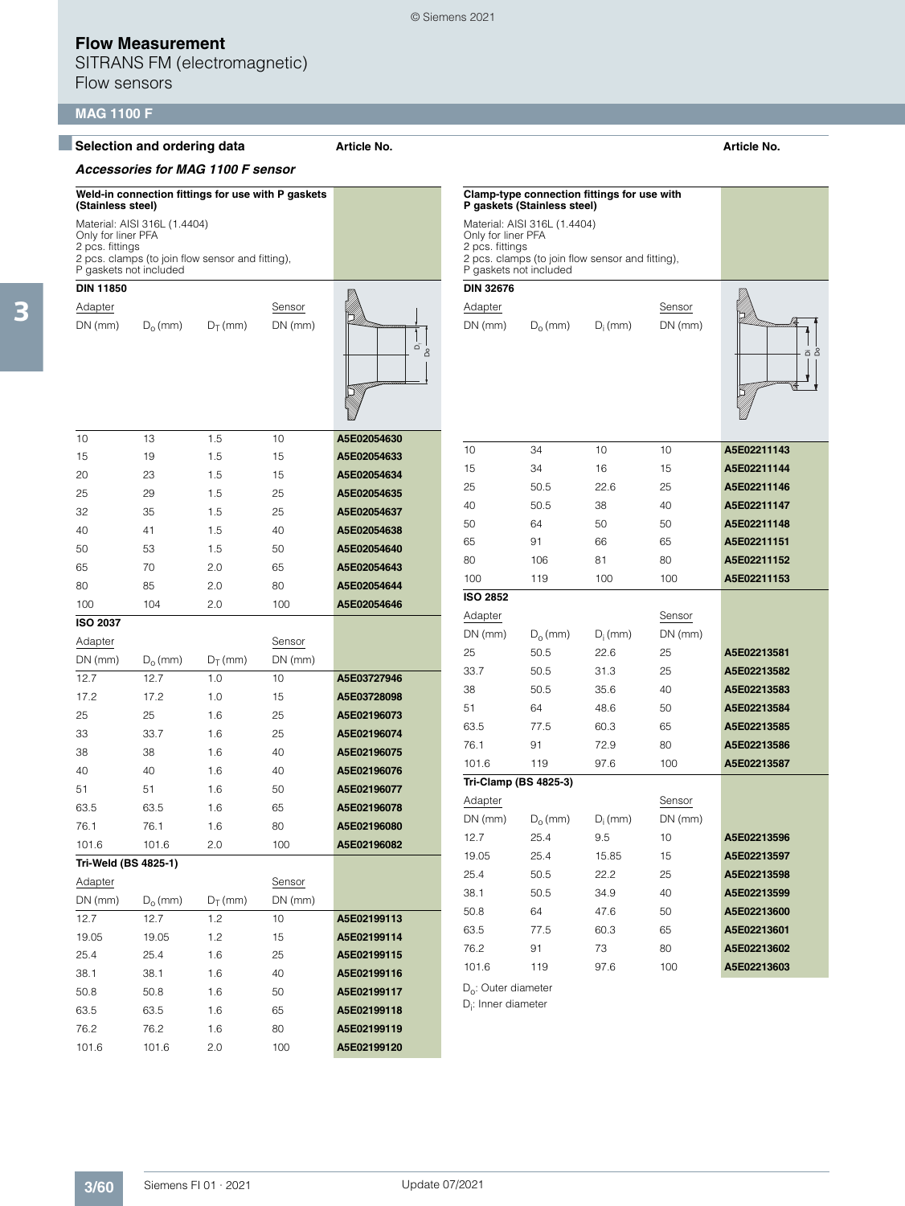# Flow Measurement
SITRANS FM (electromagnetic)
Flow sensors

## MAG 1100 F

### Selection and ordering data

*Accessories for MAG 1100 F sensor*

**Weld-in connection fittings for use with P gaskets (Stainless steel)**

Material: AISI 316L (1.4404)
Only for liner PFA
2 pcs. fittings
2 pcs. clamps (to join flow sensor and fitting), P gaskets not included

**DIN 11850**

| Adapter DN (mm) | $D_o$ (mm) | $D_T$ (mm) | Sensor DN (mm) | Article No. |
|---|---|---|---|---|
| 10 | 13 | 1.5 | 10 | A5E02054630 |
| 15 | 19 | 1.5 | 15 | A5E02054633 |
| 20 | 23 | 1.5 | 15 | A5E02054634 |
| 25 | 29 | 1.5 | 25 | A5E02054635 |
| 32 | 35 | 1.5 | 25 | A5E02054637 |
| 40 | 41 | 1.5 | 40 | A5E02054638 |
| 50 | 53 | 1.5 | 50 | A5E02054640 |
| 65 | 70 | 2.0 | 65 | A5E02054643 |
| 80 | 85 | 2.0 | 80 | A5E02054644 |
| 100 | 104 | 2.0 | 100 | A5E02054646 |

**ISO 2037**

| Adapter DN (mm) | $D_o$ (mm) | $D_T$ (mm) | Sensor DN (mm) | Article No. |
|---|---|---|---|---|
| 12.7 | 12.7 | 1.0 | 10 | A5E03727946 |
| 17.2 | 17.2 | 1.0 | 15 | A5E03728098 |
| 25 | 25 | 1.6 | 25 | A5E02196073 |
| 33 | 33.7 | 1.6 | 25 | A5E02196074 |
| 38 | 38 | 1.6 | 40 | A5E02196075 |
| 40 | 40 | 1.6 | 40 | A5E02196076 |
| 51 | 51 | 1.6 | 50 | A5E02196077 |
| 63.5 | 63.5 | 1.6 | 65 | A5E02196078 |
| 76.1 | 76.1 | 1.6 | 80 | A5E02196080 |
| 101.6 | 101.6 | 2.0 | 100 | A5E02196082 |

**Tri-Weld (BS 4825-1)**

| Adapter DN (mm) | $D_o$ (mm) | $D_T$ (mm) | Sensor DN (mm) | Article No. |
|---|---|---|---|---|
| 12.7 | 12.7 | 1.2 | 10 | A5E02199113 |
| 19.05 | 19.05 | 1.2 | 15 | A5E02199114 |
| 25.4 | 25.4 | 1.6 | 25 | A5E02199115 |
| 38.1 | 38.1 | 1.6 | 40 | A5E02199116 |
| 50.8 | 50.8 | 1.6 | 50 | A5E02199117 |
| 63.5 | 63.5 | 1.6 | 65 | A5E02199118 |
| 76.2 | 76.2 | 1.6 | 80 | A5E02199119 |
| 101.6 | 101.6 | 2.0 | 100 | A5E02199120 |

**Clamp-type connection fittings for use with P gaskets (Stainless steel)**

Material: AISI 316L (1.4404)
Only for liner PFA
2 pcs. fittings
2 pcs. clamps (to join flow sensor and fitting), P gaskets not included

**DIN 32676**

| Adapter DN (mm) | $D_o$ (mm) | $D_i$ (mm) | Sensor DN (mm) | Article No. |
|---|---|---|---|---|
| 10 | 34 | 10 | 10 | A5E02211143 |
| 15 | 34 | 16 | 15 | A5E02211144 |
| 25 | 50.5 | 22.6 | 25 | A5E02211146 |
| 40 | 50.5 | 38 | 40 | A5E02211147 |
| 50 | 64 | 50 | 50 | A5E02211148 |
| 65 | 91 | 66 | 65 | A5E02211151 |
| 80 | 106 | 81 | 80 | A5E02211152 |
| 100 | 119 | 100 | 100 | A5E02211153 |

**ISO 2852**

| Adapter DN (mm) | $D_o$ (mm) | $D_i$ (mm) | Sensor DN (mm) | Article No. |
|---|---|---|---|---|
| 25 | 50.5 | 22.6 | 25 | A5E02213581 |
| 33.7 | 50.5 | 31.3 | 25 | A5E02213582 |
| 38 | 50.5 | 35.6 | 40 | A5E02213583 |
| 51 | 64 | 48.6 | 50 | A5E02213584 |
| 63.5 | 77.5 | 60.3 | 65 | A5E02213585 |
| 76.1 | 91 | 72.9 | 80 | A5E02213586 |
| 101.6 | 119 | 97.6 | 100 | A5E02213587 |

**Tri-Clamp (BS 4825-3)**

| Adapter DN (mm) | $D_o$ (mm) | $D_i$ (mm) | Sensor DN (mm) | Article No. |
|---|---|---|---|---|
| 12.7 | 25.4 | 9.5 | 10 | A5E02213596 |
| 19.05 | 25.4 | 15.85 | 15 | A5E02213597 |
| 25.4 | 50.5 | 22.2 | 25 | A5E02213598 |
| 38.1 | 50.5 | 34.9 | 40 | A5E02213599 |
| 50.8 | 64 | 47.6 | 50 | A5E02213600 |
| 63.5 | 77.5 | 60.3 | 65 | A5E02213601 |
| 76.2 | 91 | 73 | 80 | A5E02213602 |
| 101.6 | 119 | 97.6 | 100 | A5E02213603 |

$D_o$: Outer diameter
$D_i$: Inner diameter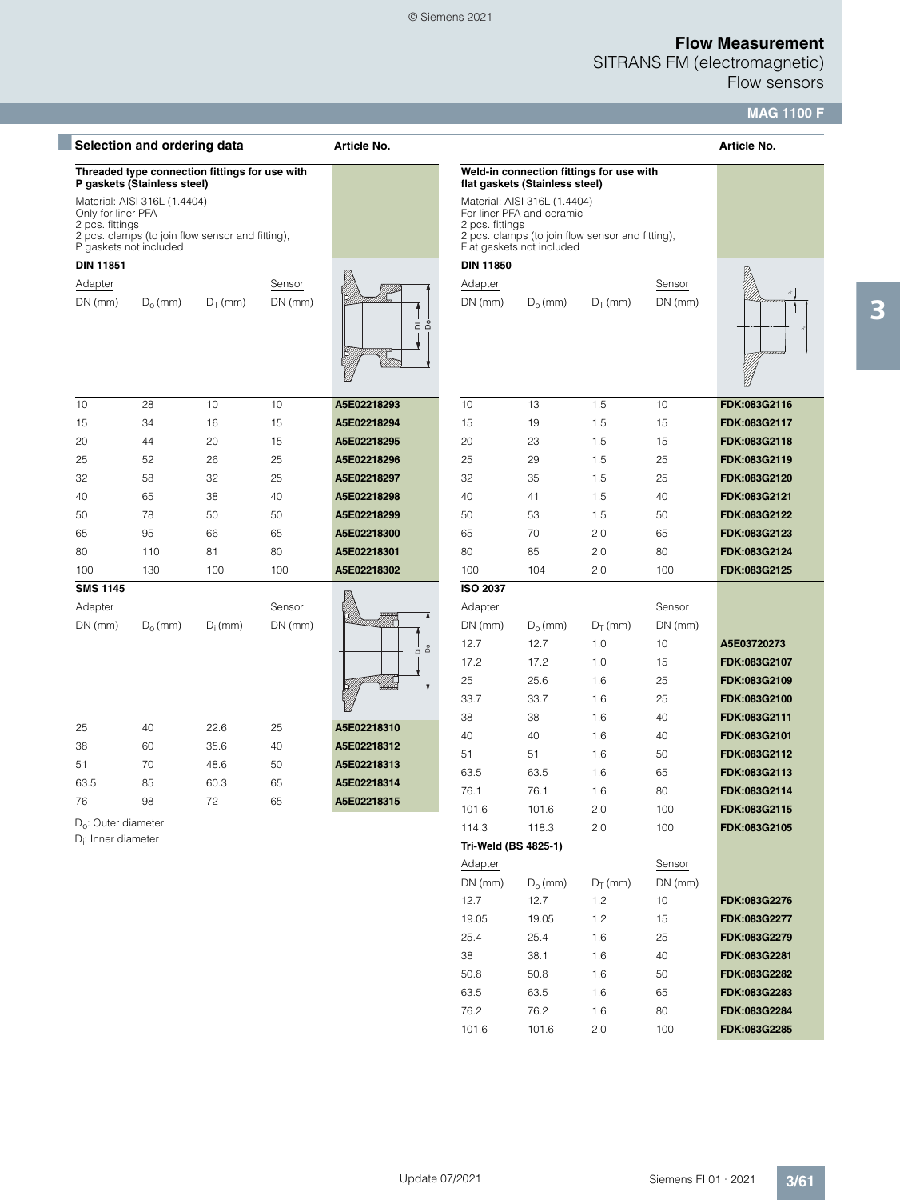## Selection and ordering data

### Threaded type connection fittings for use with P gaskets (Stainless steel)

Material: AISI 316L (1.4404)
Only for liner PFA
2 pcs. fittings
2 pcs. clamps (to join flow sensor and fitting),
P gaskets not included

**DIN 11851**

| Adapter DN (mm) | $D_o$ (mm) | $D_T$ (mm) | Sensor DN (mm) | Article No. |
|---|---|---|---|---|
| 10 | 28 | 10 | 10 | **A5E02218293** |
| 15 | 34 | 16 | 15 | **A5E02218294** |
| 20 | 44 | 20 | 15 | **A5E02218295** |
| 25 | 52 | 26 | 25 | **A5E02218296** |
| 32 | 58 | 32 | 25 | **A5E02218297** |
| 40 | 65 | 38 | 40 | **A5E02218298** |
| 50 | 78 | 50 | 50 | **A5E02218299** |
| 65 | 95 | 66 | 65 | **A5E02218300** |
| 80 | 110 | 81 | 80 | **A5E02218301** |
| 100 | 130 | 100 | 100 | **A5E02218302** |

**SMS 1145**

| Adapter DN (mm) | $D_o$ (mm) | $D_i$ (mm) | Sensor DN (mm) | Article No. |
|---|---|---|---|---|
| 25 | 40 | 22.6 | 25 | **A5E02218310** |
| 38 | 60 | 35.6 | 40 | **A5E02218312** |
| 51 | 70 | 48.6 | 50 | **A5E02218313** |
| 63.5 | 85 | 60.3 | 65 | **A5E02218314** |
| 76 | 98 | 72 | 65 | **A5E02218315** |

$D_o$: Outer diameter
$D_i$: Inner diameter

### Weld-in connection fittings for use with flat gaskets (Stainless steel)

Material: AISI 316L (1.4404)
For liner PFA and ceramic
2 pcs. fittings
2 pcs. clamps (to join flow sensor and fitting),
Flat gaskets not included

**DIN 11850**

| Adapter DN (mm) | $D_o$ (mm) | $D_T$ (mm) | Sensor DN (mm) | Article No. |
|---|---|---|---|---|
| 10 | 13 | 1.5 | 10 | **FDK:083G2116** |
| 15 | 19 | 1.5 | 15 | **FDK:083G2117** |
| 20 | 23 | 1.5 | 15 | **FDK:083G2118** |
| 25 | 29 | 1.5 | 25 | **FDK:083G2119** |
| 32 | 35 | 1.5 | 25 | **FDK:083G2120** |
| 40 | 41 | 1.5 | 40 | **FDK:083G2121** |
| 50 | 53 | 1.5 | 50 | **FDK:083G2122** |
| 65 | 70 | 2.0 | 65 | **FDK:083G2123** |
| 80 | 85 | 2.0 | 80 | **FDK:083G2124** |
| 100 | 104 | 2.0 | 100 | **FDK:083G2125** |

**ISO 2037**

| Adapter DN (mm) | $D_o$ (mm) | $D_T$ (mm) | Sensor DN (mm) | Article No. |
|---|---|---|---|---|
| 12.7 | 12.7 | 1.0 | 10 | **A5E03720273** |
| 17.2 | 17.2 | 1.0 | 15 | **FDK:083G2107** |
| 25 | 25.6 | 1.6 | 25 | **FDK:083G2109** |
| 33.7 | 33.7 | 1.6 | 25 | **FDK:083G2100** |
| 38 | 38 | 1.6 | 40 | **FDK:083G2111** |
| 40 | 40 | 1.6 | 40 | **FDK:083G2101** |
| 51 | 51 | 1.6 | 50 | **FDK:083G2112** |
| 63.5 | 63.5 | 1.6 | 65 | **FDK:083G2113** |
| 76.1 | 76.1 | 1.6 | 80 | **FDK:083G2114** |
| 101.6 | 101.6 | 2.0 | 100 | **FDK:083G2115** |
| 114.3 | 118.3 | 2.0 | 100 | **FDK:083G2105** |

**Tri-Weld (BS 4825-1)**

| Adapter DN (mm) | $D_o$ (mm) | $D_T$ (mm) | Sensor DN (mm) | Article No. |
|---|---|---|---|---|
| 12.7 | 12.7 | 1.2 | 10 | **FDK:083G2276** |
| 19.05 | 19.05 | 1.2 | 15 | **FDK:083G2277** |
| 25.4 | 25.4 | 1.6 | 25 | **FDK:083G2279** |
| 38 | 38.1 | 1.6 | 40 | **FDK:083G2281** |
| 50.8 | 50.8 | 1.6 | 50 | **FDK:083G2282** |
| 63.5 | 63.5 | 1.6 | 65 | **FDK:083G2283** |
| 76.2 | 76.2 | 1.6 | 80 | **FDK:083G2284** |
| 101.6 | 101.6 | 2.0 | 100 | **FDK:083G2285** |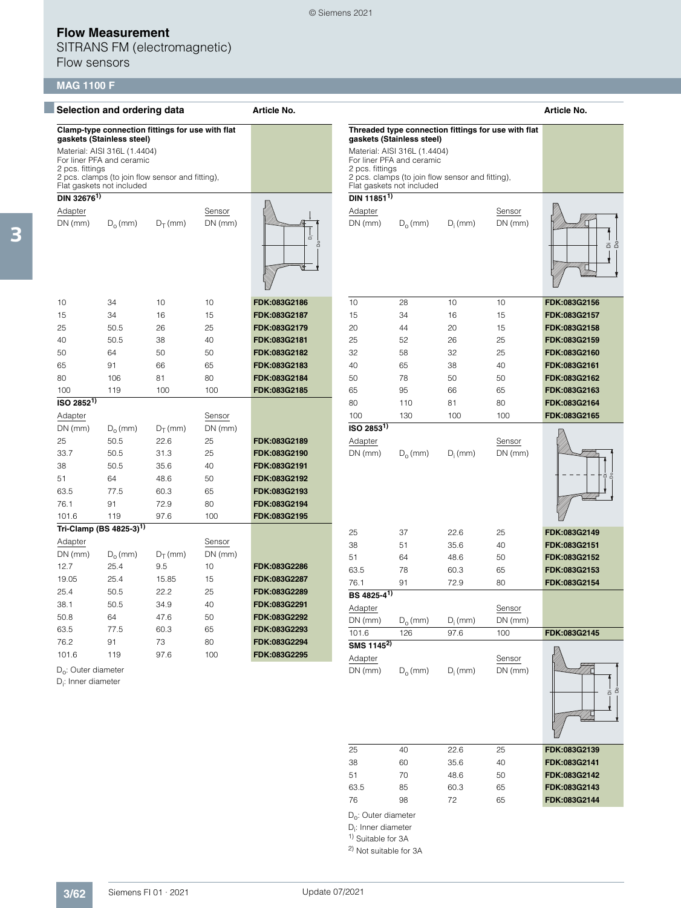# Flow Measurement
SITRANS FM (electromagnetic)
Flow sensors

## MAG 1100 F

## Selection and ordering data

### Clamp-type connection fittings for use with flat gaskets (Stainless steel)

Material: AISI 316L (1.4404)
For liner PFA and ceramic
2 pcs. fittings
2 pcs. clamps (to join flow sensor and fitting),
Flat gaskets not included

**DIN 32676[1)]**

| Adapter DN (mm) | $D_o$ (mm) | $D_T$ (mm) | Sensor DN (mm) | Article No. |
|---|---|---|---|---|
| 10 | 34 | 10 | 10 | FDK:083G2186 |
| 15 | 34 | 16 | 15 | FDK:083G2187 |
| 25 | 50.5 | 26 | 25 | FDK:083G2179 |
| 40 | 50.5 | 38 | 40 | FDK:083G2181 |
| 50 | 64 | 50 | 50 | FDK:083G2182 |
| 65 | 91 | 66 | 65 | FDK:083G2183 |
| 80 | 106 | 81 | 80 | FDK:083G2184 |
| 100 | 119 | 100 | 100 | FDK:083G2185 |

**ISO 2852[1)]**

| Adapter DN (mm) | $D_o$ (mm) | $D_T$ (mm) | Sensor DN (mm) | Article No. |
|---|---|---|---|---|
| 25 | 50.5 | 22.6 | 25 | FDK:083G2189 |
| 33.7 | 50.5 | 31.3 | 25 | FDK:083G2190 |
| 38 | 50.5 | 35.6 | 40 | FDK:083G2191 |
| 51 | 64 | 48.6 | 50 | FDK:083G2192 |
| 63.5 | 77.5 | 60.3 | 65 | FDK:083G2193 |
| 76.1 | 91 | 72.9 | 80 | FDK:083G2194 |
| 101.6 | 119 | 97.6 | 100 | FDK:083G2195 |

**Tri-Clamp (BS 4825-3)[1)]**

| Adapter DN (mm) | $D_o$ (mm) | $D_T$ (mm) | Sensor DN (mm) | Article No. |
|---|---|---|---|---|
| 12.7 | 25.4 | 9.5 | 10 | FDK:083G2286 |
| 19.05 | 25.4 | 15.85 | 15 | FDK:083G2287 |
| 25.4 | 50.5 | 22.2 | 25 | FDK:083G2289 |
| 38.1 | 50.5 | 34.9 | 40 | FDK:083G2291 |
| 50.8 | 64 | 47.6 | 50 | FDK:083G2292 |
| 63.5 | 77.5 | 60.3 | 65 | FDK:083G2293 |
| 76.2 | 91 | 73 | 80 | FDK:083G2294 |
| 101.6 | 119 | 97.6 | 100 | FDK:083G2295 |

$D_o$: Outer diameter
$D_i$: Inner diameter

### Threaded type connection fittings for use with flat gaskets (Stainless steel)

Material: AISI 316L (1.4404)
For liner PFA and ceramic
2 pcs. fittings
2 pcs. clamps (to join flow sensor and fitting),
Flat gaskets not included

**DIN 11851[1)]**

| Adapter DN (mm) | $D_o$ (mm) | $D_i$ (mm) | Sensor DN (mm) | Article No. |
|---|---|---|---|---|
| 10 | 28 | 10 | 10 | FDK:083G2156 |
| 15 | 34 | 16 | 15 | FDK:083G2157 |
| 20 | 44 | 20 | 15 | FDK:083G2158 |
| 25 | 52 | 26 | 25 | FDK:083G2159 |
| 32 | 58 | 32 | 25 | FDK:083G2160 |
| 40 | 65 | 38 | 40 | FDK:083G2161 |
| 50 | 78 | 50 | 50 | FDK:083G2162 |
| 65 | 95 | 66 | 65 | FDK:083G2163 |
| 80 | 110 | 81 | 80 | FDK:083G2164 |
| 100 | 130 | 100 | 100 | FDK:083G2165 |

**ISO 2853[1)]**

| Adapter DN (mm) | $D_o$ (mm) | $D_i$ (mm) | Sensor DN (mm) | Article No. |
|---|---|---|---|---|
| 25 | 37 | 22.6 | 25 | FDK:083G2149 |
| 38 | 51 | 35.6 | 40 | FDK:083G2151 |
| 51 | 64 | 48.6 | 50 | FDK:083G2152 |
| 63.5 | 78 | 60.3 | 65 | FDK:083G2153 |
| 76.1 | 91 | 72.9 | 80 | FDK:083G2154 |

**BS 4825-4[1)]**

| Adapter DN (mm) | $D_o$ (mm) | $D_i$ (mm) | Sensor DN (mm) | Article No. |
|---|---|---|---|---|
| 101.6 | 126 | 97.6 | 100 | FDK:083G2145 |

**SMS 1145[2)]**

| Adapter DN (mm) | $D_o$ (mm) | $D_i$ (mm) | Sensor DN (mm) | Article No. |
|---|---|---|---|---|
| 25 | 40 | 22.6 | 25 | FDK:083G2139 |
| 38 | 60 | 35.6 | 40 | FDK:083G2141 |
| 51 | 70 | 48.6 | 50 | FDK:083G2142 |
| 63.5 | 85 | 60.3 | 65 | FDK:083G2143 |
| 76 | 98 | 72 | 65 | FDK:083G2144 |

$D_o$: Outer diameter
$D_i$: Inner diameter
[1)] Suitable for 3A
[2)] Not suitable for 3A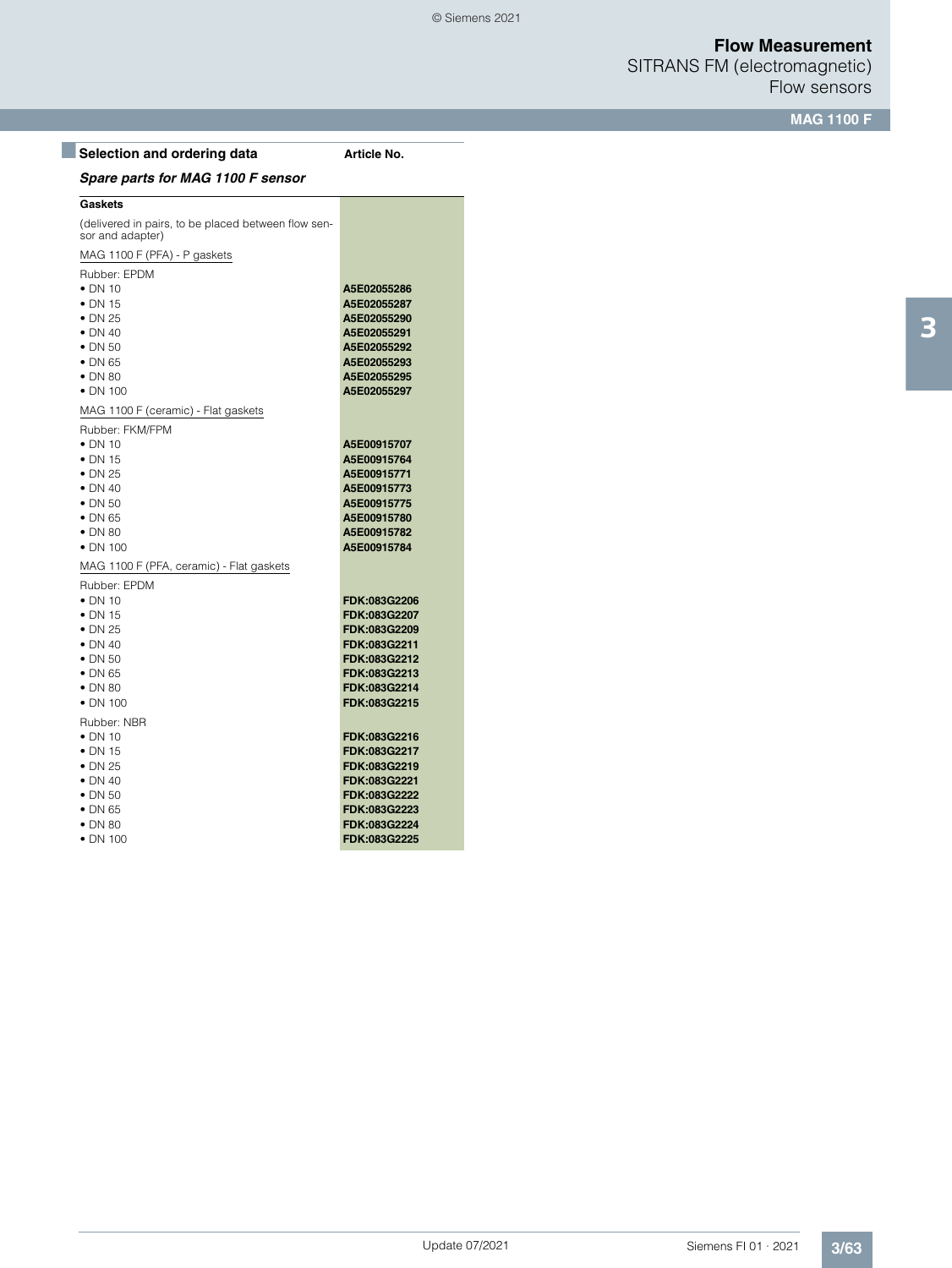## Selection and ordering data

### *Spare parts for MAG 1100 F sensor*

| | Article No. |
|---|---|
| **Gaskets** | |
| (delivered in pairs, to be placed between flow sensor and adapter) | |
| MAG 1100 F (PFA) - P gaskets | |
| Rubber: EPDM | |
| • DN 10 | **A5E02055286** |
| • DN 15 | **A5E02055287** |
| • DN 25 | **A5E02055290** |
| • DN 40 | **A5E02055291** |
| • DN 50 | **A5E02055292** |
| • DN 65 | **A5E02055293** |
| • DN 80 | **A5E02055295** |
| • DN 100 | **A5E02055297** |
| MAG 1100 F (ceramic) - Flat gaskets | |
| Rubber: FKM/FPM | |
| • DN 10 | **A5E00915707** |
| • DN 15 | **A5E00915764** |
| • DN 25 | **A5E00915771** |
| • DN 40 | **A5E00915773** |
| • DN 50 | **A5E00915775** |
| • DN 65 | **A5E00915780** |
| • DN 80 | **A5E00915782** |
| • DN 100 | **A5E00915784** |
| MAG 1100 F (PFA, ceramic) - Flat gaskets | |
| Rubber: EPDM | |
| • DN 10 | **FDK:083G2206** |
| • DN 15 | **FDK:083G2207** |
| • DN 25 | **FDK:083G2209** |
| • DN 40 | **FDK:083G2211** |
| • DN 50 | **FDK:083G2212** |
| • DN 65 | **FDK:083G2213** |
| • DN 80 | **FDK:083G2214** |
| • DN 100 | **FDK:083G2215** |
| Rubber: NBR | |
| • DN 10 | **FDK:083G2216** |
| • DN 15 | **FDK:083G2217** |
| • DN 25 | **FDK:083G2219** |
| • DN 40 | **FDK:083G2221** |
| • DN 50 | **FDK:083G2222** |
| • DN 65 | **FDK:083G2223** |
| • DN 80 | **FDK:083G2224** |
| • DN 100 | **FDK:083G2225** |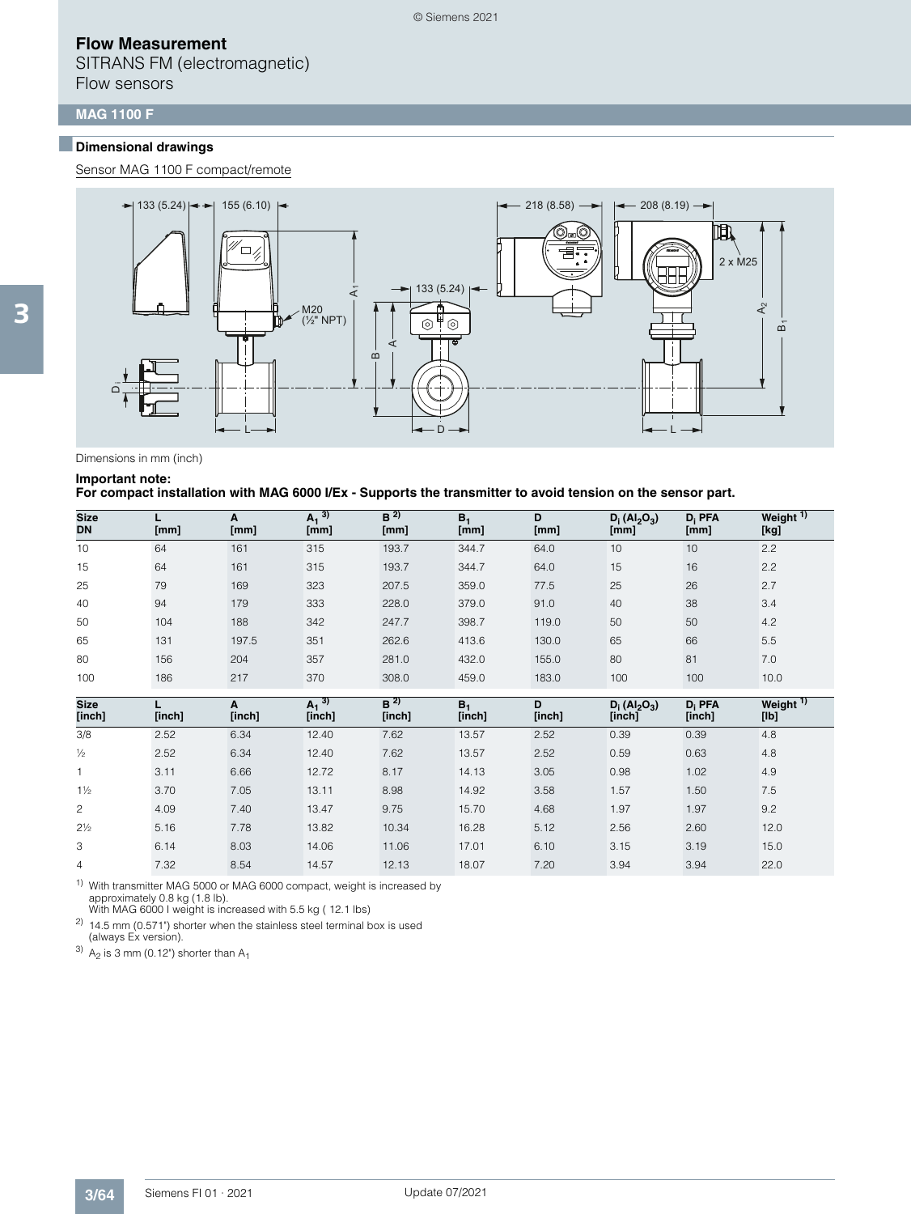# Flow Measurement

SITRANS FM (electromagnetic)
Flow sensors

## MAG 1100 F

### Dimensional drawings

Sensor MAG 1100 F compact/remote

Dimensions in mm (inch)

**Important note:**
**For compact installation with MAG 6000 I/Ex - Supports the transmitter to avoid tension on the sensor part.**

| Size DN | L [mm] | A [mm] | $A_1$ [3] [mm] | B [2] [mm] | $B_1$ [mm] | D [mm] | $D_i$ ($Al_2O_3$) [mm] | $D_i$ PFA [mm] | Weight [1] [kg] |
|---|---|---|---|---|---|---|---|---|---|
| 10 | 64 | 161 | 315 | 193.7 | 344.7 | 64.0 | 10 | 10 | 2.2 |
| 15 | 64 | 161 | 315 | 193.7 | 344.7 | 64.0 | 15 | 16 | 2.2 |
| 25 | 79 | 169 | 323 | 207.5 | 359.0 | 77.5 | 25 | 26 | 2.7 |
| 40 | 94 | 179 | 333 | 228.0 | 379.0 | 91.0 | 40 | 38 | 3.4 |
| 50 | 104 | 188 | 342 | 247.7 | 398.7 | 119.0 | 50 | 50 | 4.2 |
| 65 | 131 | 197.5 | 351 | 262.6 | 413.6 | 130.0 | 65 | 66 | 5.5 |
| 80 | 156 | 204 | 357 | 281.0 | 432.0 | 155.0 | 80 | 81 | 7.0 |
| 100 | 186 | 217 | 370 | 308.0 | 459.0 | 183.0 | 100 | 100 | 10.0 |

| Size [inch] | L [inch] | A [inch] | $A_1$ [3] [inch] | B [2] [inch] | $B_1$ [inch] | D [inch] | $D_i$ ($Al_2O_3$) [inch] | $D_i$ PFA [inch] | Weight [1] [lb] |
|---|---|---|---|---|---|---|---|---|---|
| 3/8 | 2.52 | 6.34 | 12.40 | 7.62 | 13.57 | 2.52 | 0.39 | 0.39 | 4.8 |
| ½ | 2.52 | 6.34 | 12.40 | 7.62 | 13.57 | 2.52 | 0.59 | 0.63 | 4.8 |
| 1 | 3.11 | 6.66 | 12.72 | 8.17 | 14.13 | 3.05 | 0.98 | 1.02 | 4.9 |
| 1½ | 3.70 | 7.05 | 13.11 | 8.98 | 14.92 | 3.58 | 1.57 | 1.50 | 7.5 |
| 2 | 4.09 | 7.40 | 13.47 | 9.75 | 15.70 | 4.68 | 1.97 | 1.97 | 9.2 |
| 2½ | 5.16 | 7.78 | 13.82 | 10.34 | 16.28 | 5.12 | 2.56 | 2.60 | 12.0 |
| 3 | 6.14 | 8.03 | 14.06 | 11.06 | 17.01 | 6.10 | 3.15 | 3.19 | 15.0 |
| 4 | 7.32 | 8.54 | 14.57 | 12.13 | 18.07 | 7.20 | 3.94 | 3.94 | 22.0 |

[1] With transmitter MAG 5000 or MAG 6000 compact, weight is increased by approximately 0.8 kg (1.8 lb).
With MAG 6000 I weight is increased with 5.5 kg ( 12.1 lbs)

[2] 14.5 mm (0.571") shorter when the stainless steel terminal box is used (always Ex version).

[3] $A_2$ is 3 mm (0.12") shorter than $A_1$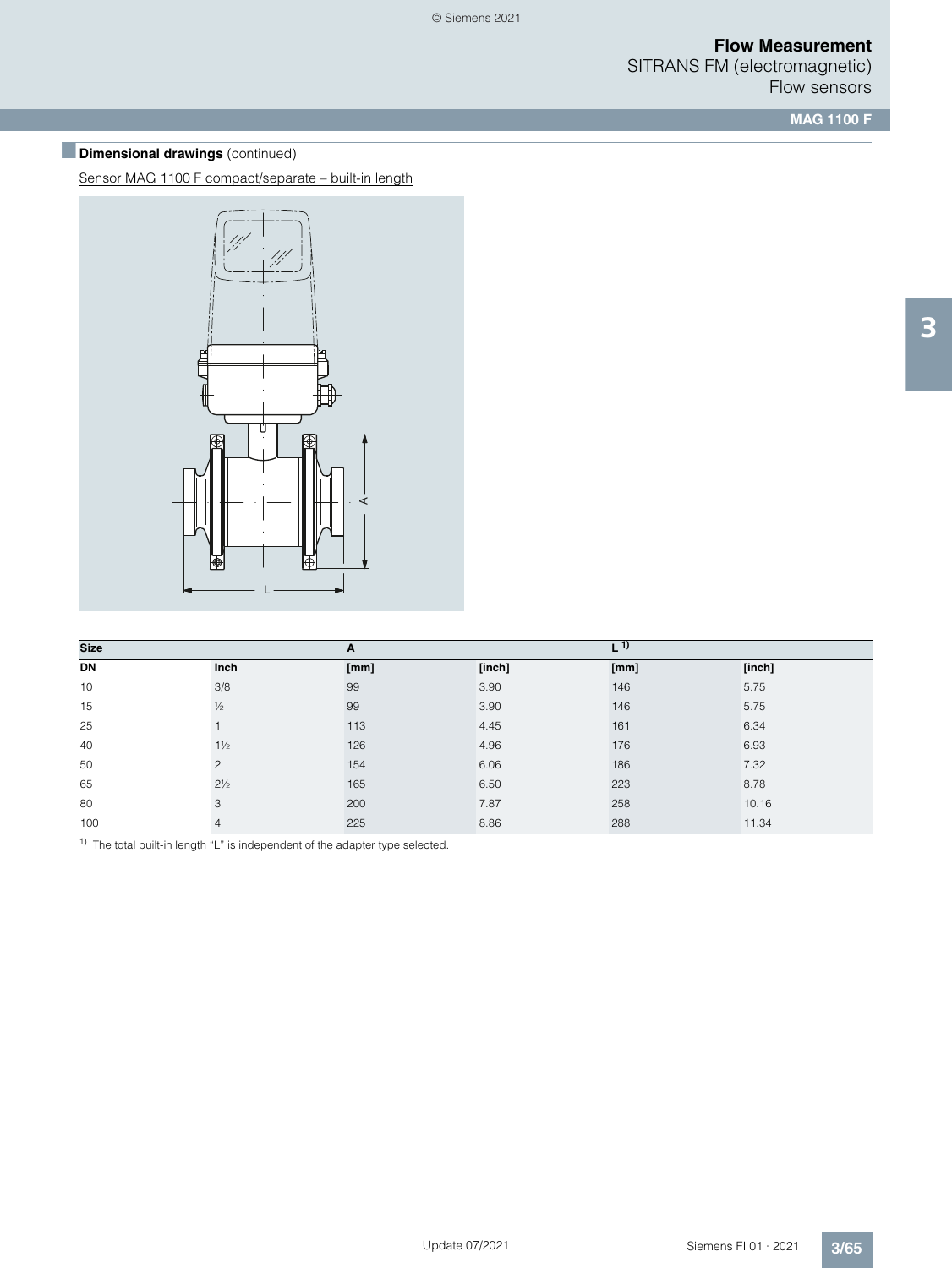## Dimensional drawings (continued)

Sensor MAG 1100 F compact/separate – built-in length

A

L

| Size | | A | | L [1] | |
|---|---|---|---|---|---|
| DN | Inch | [mm] | [inch] | [mm] | [inch] |
| 10 | 3/8 | 99 | 3.90 | 146 | 5.75 |
| 15 | ½ | 99 | 3.90 | 146 | 5.75 |
| 25 | 1 | 113 | 4.45 | 161 | 6.34 |
| 40 | 1½ | 126 | 4.96 | 176 | 6.93 |
| 50 | 2 | 154 | 6.06 | 186 | 7.32 |
| 65 | 2½ | 165 | 6.50 | 223 | 8.78 |
| 80 | 3 | 200 | 7.87 | 258 | 10.16 |
| 100 | 4 | 225 | 8.86 | 288 | 11.34 |

[1] The total built-in length "L" is independent of the adapter type selected.